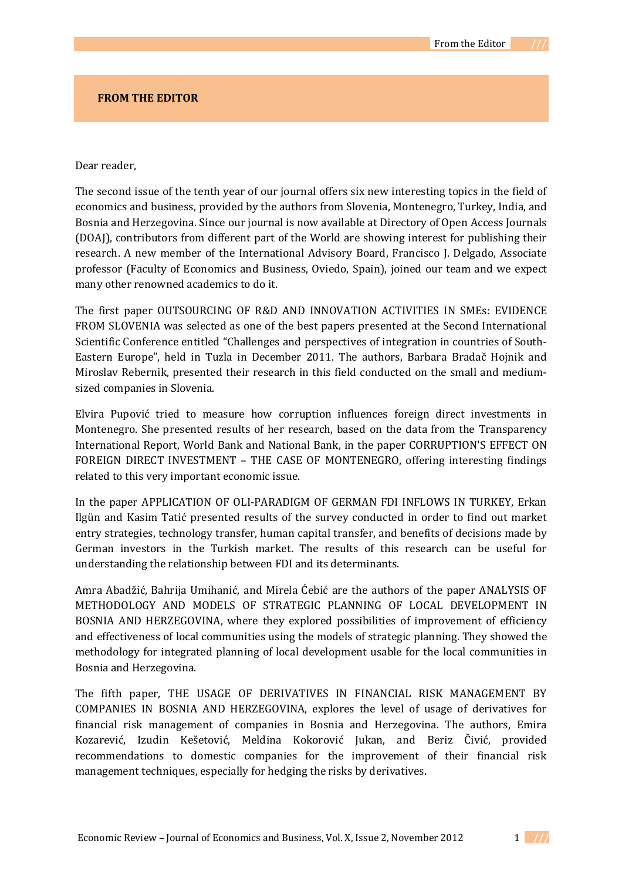# FROM THE EDITOR

Dear reader,

The second issue of the tenth year of our journal offers six new interesting topics in the field of economics and business, provided by the authors from Slovenia, Montenegro, Turkey, India, and Bosnia and Herzegovina. Since our journal is now available at Directory of Open Access Journals (DOAJ), contributors from different part of the World are showing interest for publishing their research. A new member of the International Advisory Board, Francisco J. Delgado, Associate professor (Faculty of Economics and Business, Oviedo, Spain), joined our team and we expect many other renowned academics to do it.

The first paper OUTSOURCING OF R&D AND INNOVATION ACTIVITIES IN SMEs: EVIDENCE FROM SLOVENIA was selected as one of the best papers presented at the Second International Scientific Conference entitled "Challenges and perspectives of integration in countries of South-Eastern Europe", held in Tuzla in December 2011. The authors, Barbara Bradač Hojnik and Miroslav Rebernik, presented their research in this field conducted on the small and medium-sized companies in Slovenia.

Elvira Pupović tried to measure how corruption influences foreign direct investments in Montenegro. She presented results of her research, based on the data from the Transparency International Report, World Bank and National Bank, in the paper CORRUPTION'S EFFECT ON FOREIGN DIRECT INVESTMENT – THE CASE OF MONTENEGRO, offering interesting findings related to this very important economic issue.

In the paper APPLICATION OF OLI-PARADIGM OF GERMAN FDI INFLOWS IN TURKEY, Erkan Ilgün and Kasim Tatić presented results of the survey conducted in order to find out market entry strategies, technology transfer, human capital transfer, and benefits of decisions made by German investors in the Turkish market. The results of this research can be useful for understanding the relationship between FDI and its determinants.

Amra Abadžić, Bahrija Umihanić, and Mirela Ćebić are the authors of the paper ANALYSIS OF METHODOLOGY AND MODELS OF STRATEGIC PLANNING OF LOCAL DEVELOPMENT IN BOSNIA AND HERZEGOVINA, where they explored possibilities of improvement of efficiency and effectiveness of local communities using the models of strategic planning. They showed the methodology for integrated planning of local development usable for the local communities in Bosnia and Herzegovina.

The fifth paper, THE USAGE OF DERIVATIVES IN FINANCIAL RISK MANAGEMENT BY COMPANIES IN BOSNIA AND HERZEGOVINA, explores the level of usage of derivatives for financial risk management of companies in Bosnia and Herzegovina. The authors, Emira Kozarević, Izudin Kešetović, Meldina Kokorović Jukan, and Beriz Čivić, provided recommendations to domestic companies for the improvement of their financial risk management techniques, especially for hedging the risks by derivatives.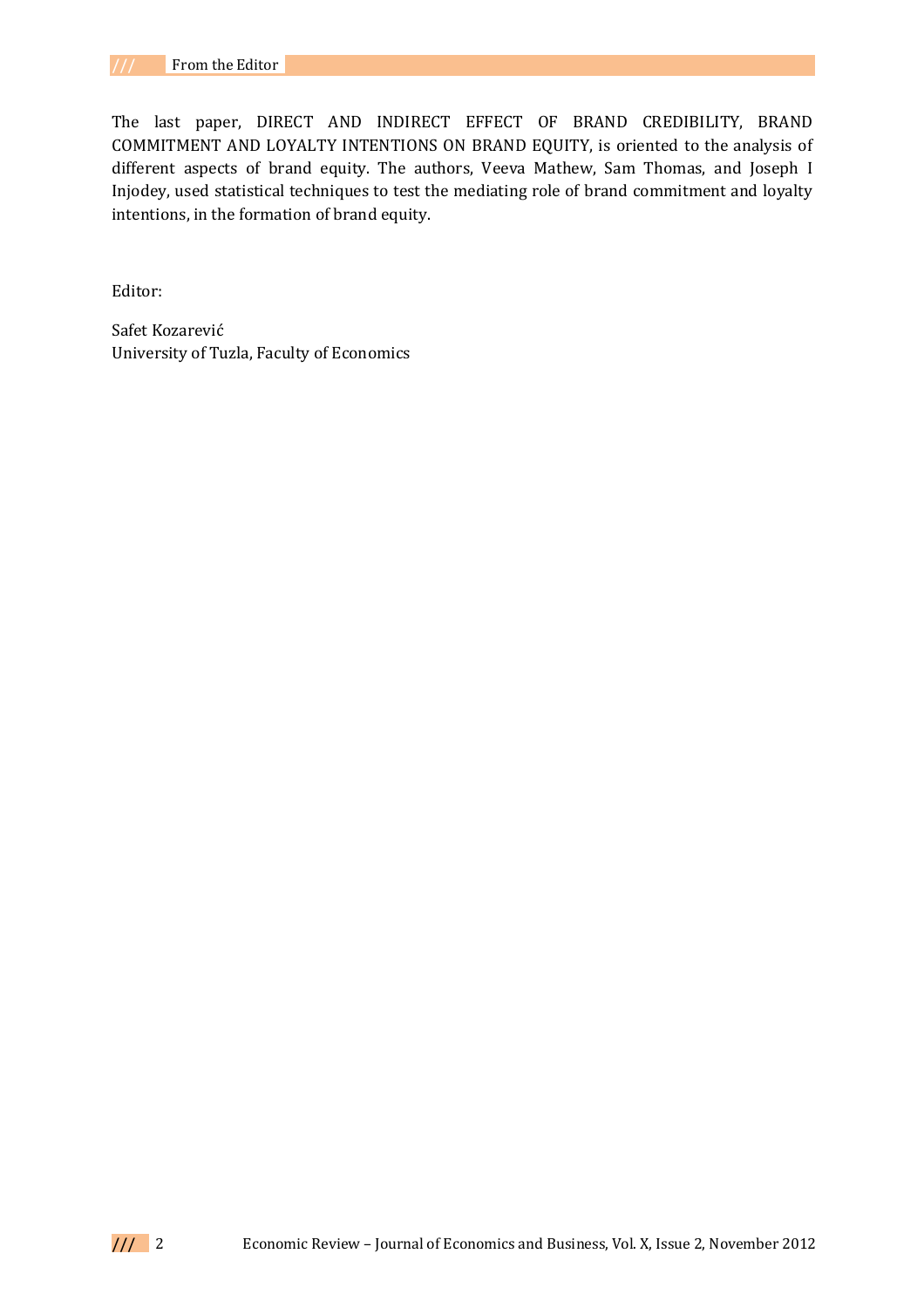The last paper, DIRECT AND INDIRECT EFFECT OF BRAND CREDIBILITY, BRAND COMMITMENT AND LOYALTY INTENTIONS ON BRAND EQUITY, is oriented to the analysis of different aspects of brand equity. The authors, Veeva Mathew, Sam Thomas, and Joseph I Injodey, used statistical techniques to test the mediating role of brand commitment and loyalty intentions, in the formation of brand equity.

Editor:

Safet Kozarević
University of Tuzla, Faculty of Economics